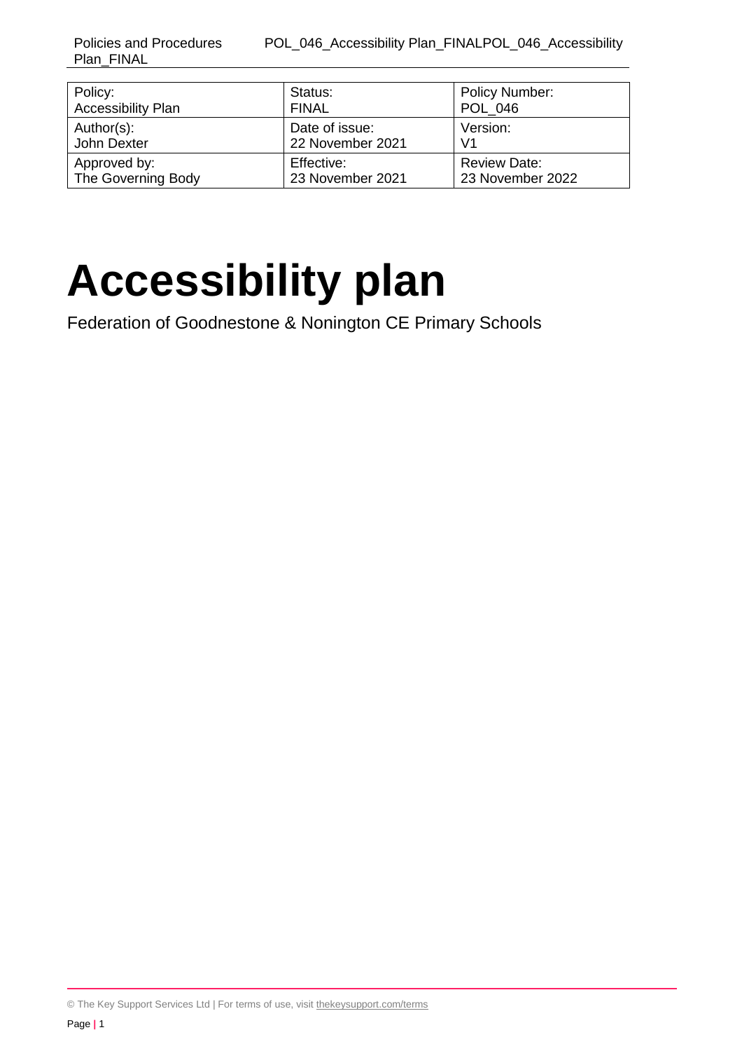| Policy: Accessibility Plan | Status: FINAL | Policy Number: POL_046 |
| --- | --- | --- |
| Author(s): John Dexter | Date of issue: 22 November 2021 | Version: V1 |
| Approved by: The Governing Body | Effective: 23 November 2021 | Review Date: 23 November 2022 |

# Accessibility plan

Federation of Goodnestone & Nonington CE Primary Schools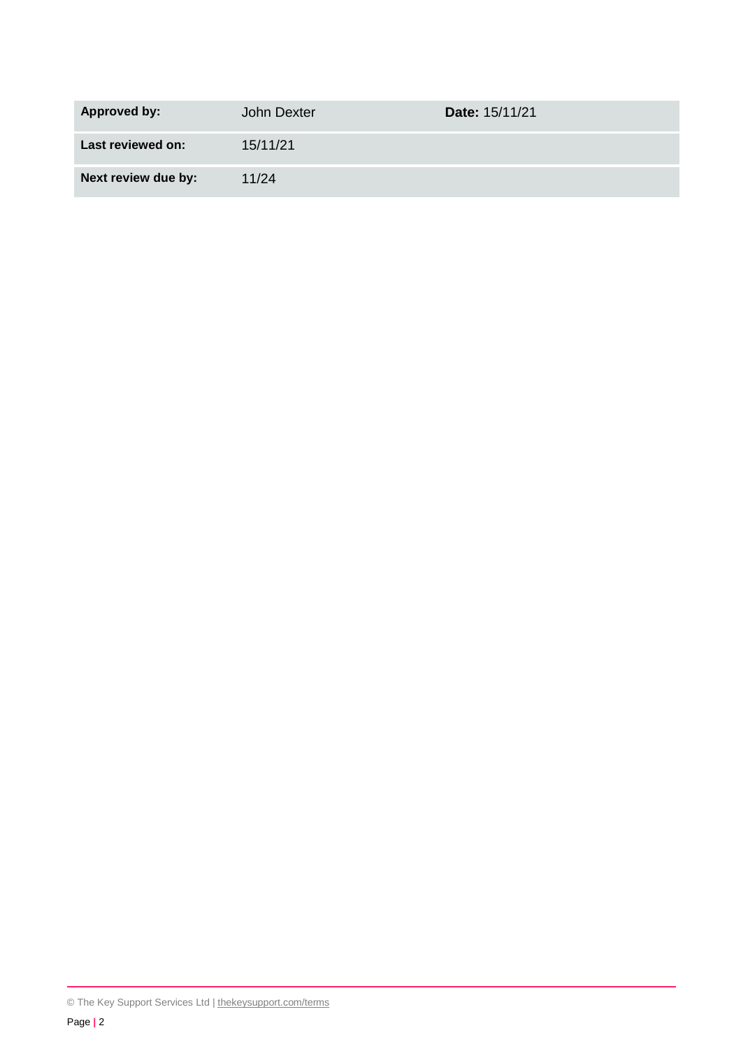| **Approved by:** | John Dexter | **Date:** 15/11/21 |
| --- | --- | --- |
| **Last reviewed on:** | 15/11/21 | |
| **Next review due by:** | 11/24 | |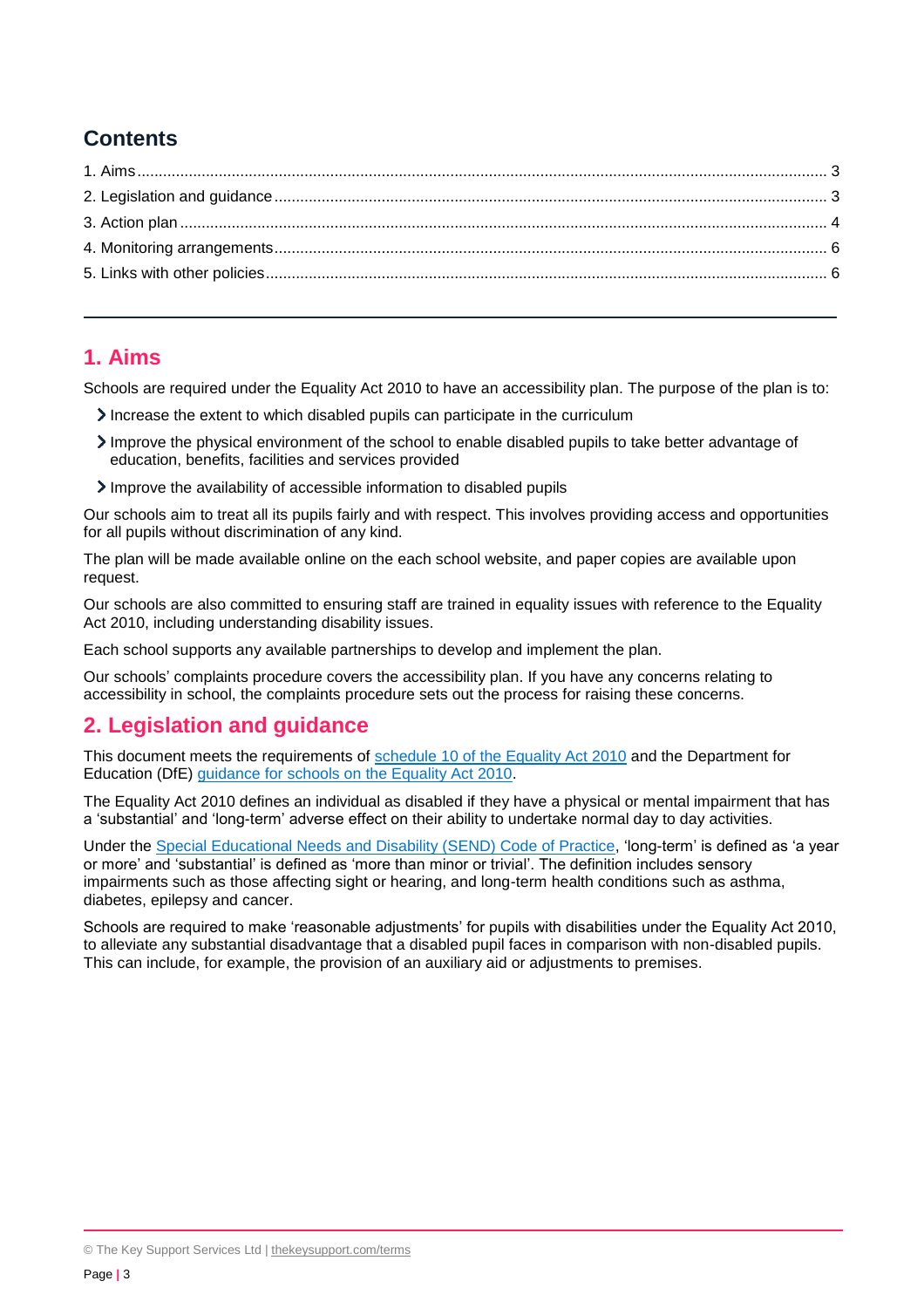## Contents

1. Aims ... 3
2. Legislation and guidance ... 3
3. Action plan ... 4
4. Monitoring arrangements ... 6
5. Links with other policies ... 6

---

## 1. Aims

Schools are required under the Equality Act 2010 to have an accessibility plan. The purpose of the plan is to:

- Increase the extent to which disabled pupils can participate in the curriculum
- Improve the physical environment of the school to enable disabled pupils to take better advantage of education, benefits, facilities and services provided
- Improve the availability of accessible information to disabled pupils

Our schools aim to treat all its pupils fairly and with respect. This involves providing access and opportunities for all pupils without discrimination of any kind.

The plan will be made available online on the each school website, and paper copies are available upon request.

Our schools are also committed to ensuring staff are trained in equality issues with reference to the Equality Act 2010, including understanding disability issues.

Each school supports any available partnerships to develop and implement the plan.

Our schools' complaints procedure covers the accessibility plan. If you have any concerns relating to accessibility in school, the complaints procedure sets out the process for raising these concerns.

## 2. Legislation and guidance

This document meets the requirements of schedule 10 of the Equality Act 2010 and the Department for Education (DfE) guidance for schools on the Equality Act 2010.

The Equality Act 2010 defines an individual as disabled if they have a physical or mental impairment that has a 'substantial' and 'long-term' adverse effect on their ability to undertake normal day to day activities.

Under the Special Educational Needs and Disability (SEND) Code of Practice, 'long-term' is defined as 'a year or more' and 'substantial' is defined as 'more than minor or trivial'. The definition includes sensory impairments such as those affecting sight or hearing, and long-term health conditions such as asthma, diabetes, epilepsy and cancer.

Schools are required to make 'reasonable adjustments' for pupils with disabilities under the Equality Act 2010, to alleviate any substantial disadvantage that a disabled pupil faces in comparison with non-disabled pupils. This can include, for example, the provision of an auxiliary aid or adjustments to premises.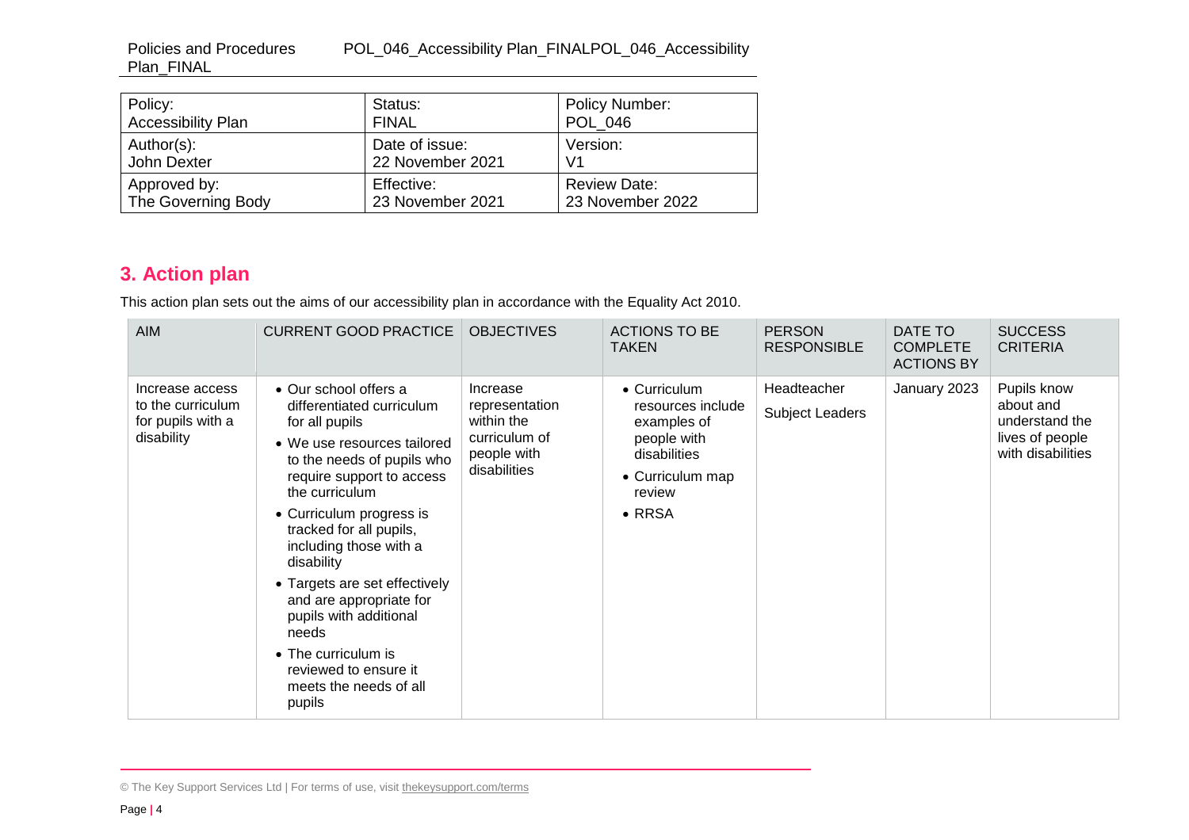| Policy: Accessibility Plan | Status: FINAL | Policy Number: POL_046 |
| --- | --- | --- |
| Author(s): John Dexter | Date of issue: 22 November 2021 | Version: V1 |
| Approved by: The Governing Body | Effective: 23 November 2021 | Review Date: 23 November 2022 |

## 3. Action plan

This action plan sets out the aims of our accessibility plan in accordance with the Equality Act 2010.

| AIM | CURRENT GOOD PRACTICE | OBJECTIVES | ACTIONS TO BE TAKEN | PERSON RESPONSIBLE | DATE TO COMPLETE ACTIONS BY | SUCCESS CRITERIA |
| --- | --- | --- | --- | --- | --- | --- |
| Increase access to the curriculum for pupils with a disability | • Our school offers a differentiated curriculum for all pupils<br>• We use resources tailored to the needs of pupils who require support to access the curriculum<br>• Curriculum progress is tracked for all pupils, including those with a disability<br>• Targets are set effectively and are appropriate for pupils with additional needs<br>• The curriculum is reviewed to ensure it meets the needs of all pupils | Increase representation within the curriculum of people with disabilities | • Curriculum resources include examples of people with disabilities<br>• Curriculum map review<br>• RRSA | Headteacher<br>Subject Leaders | January 2023 | Pupils know about and understand the lives of people with disabilities |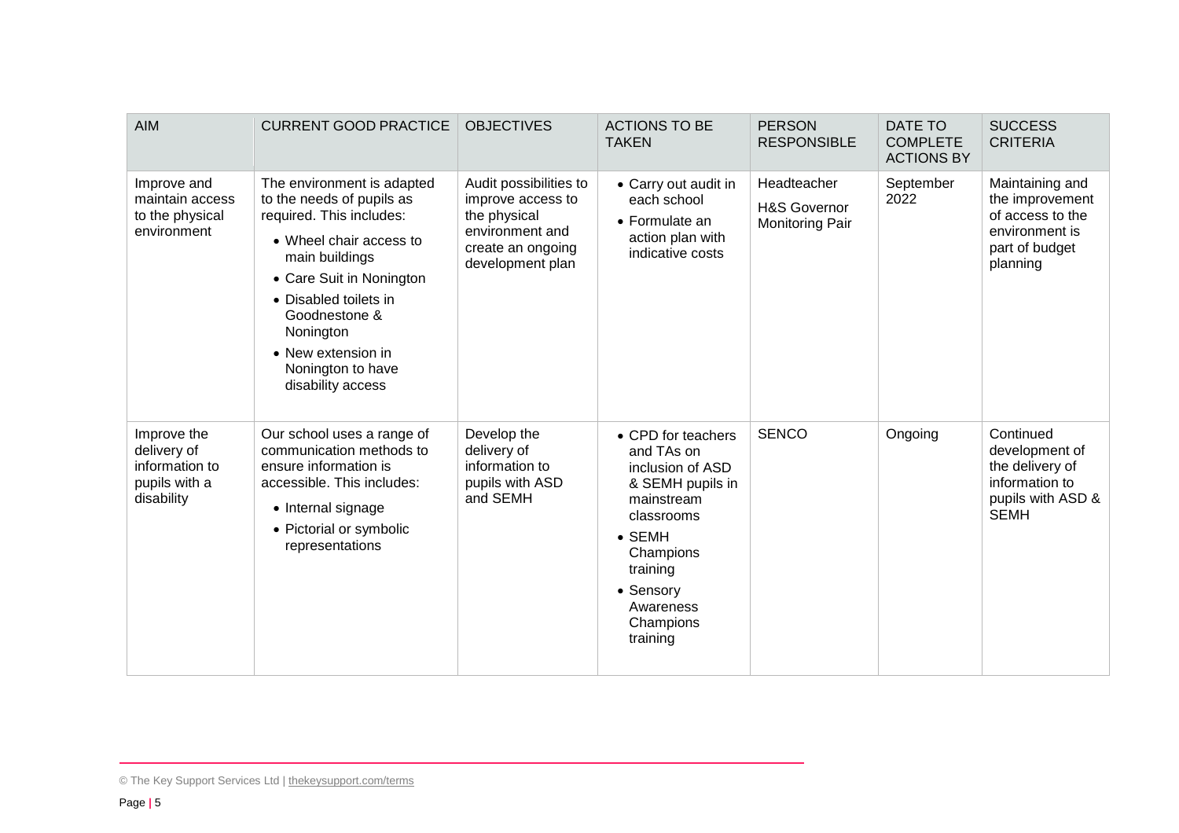| AIM | CURRENT GOOD PRACTICE | OBJECTIVES | ACTIONS TO BE TAKEN | PERSON RESPONSIBLE | DATE TO COMPLETE ACTIONS BY | SUCCESS CRITERIA |
|---|---|---|---|---|---|---|
| Improve and maintain access to the physical environment | The environment is adapted to the needs of pupils as required. This includes:<br>• Wheel chair access to main buildings<br>• Care Suit in Nonington<br>• Disabled toilets in Goodnestone & Nonington<br>• New extension in Nonington to have disability access | Audit possibilities to improve access to the physical environment and create an ongoing development plan | • Carry out audit in each school<br>• Formulate an action plan with indicative costs | Headteacher<br>H&S Governor Monitoring Pair | September 2022 | Maintaining and the improvement of access to the environment is part of budget planning |
| Improve the delivery of information to pupils with a disability | Our school uses a range of communication methods to ensure information is accessible. This includes:<br>• Internal signage<br>• Pictorial or symbolic representations | Develop the delivery of information to pupils with ASD and SEMH | • CPD for teachers and TAs on inclusion of ASD & SEMH pupils in mainstream classrooms<br>• SEMH Champions training<br>• Sensory Awareness Champions training | SENCO | Ongoing | Continued development of the delivery of information to pupils with ASD & SEMH |

© The Key Support Services Ltd | thekeysupport.com/terms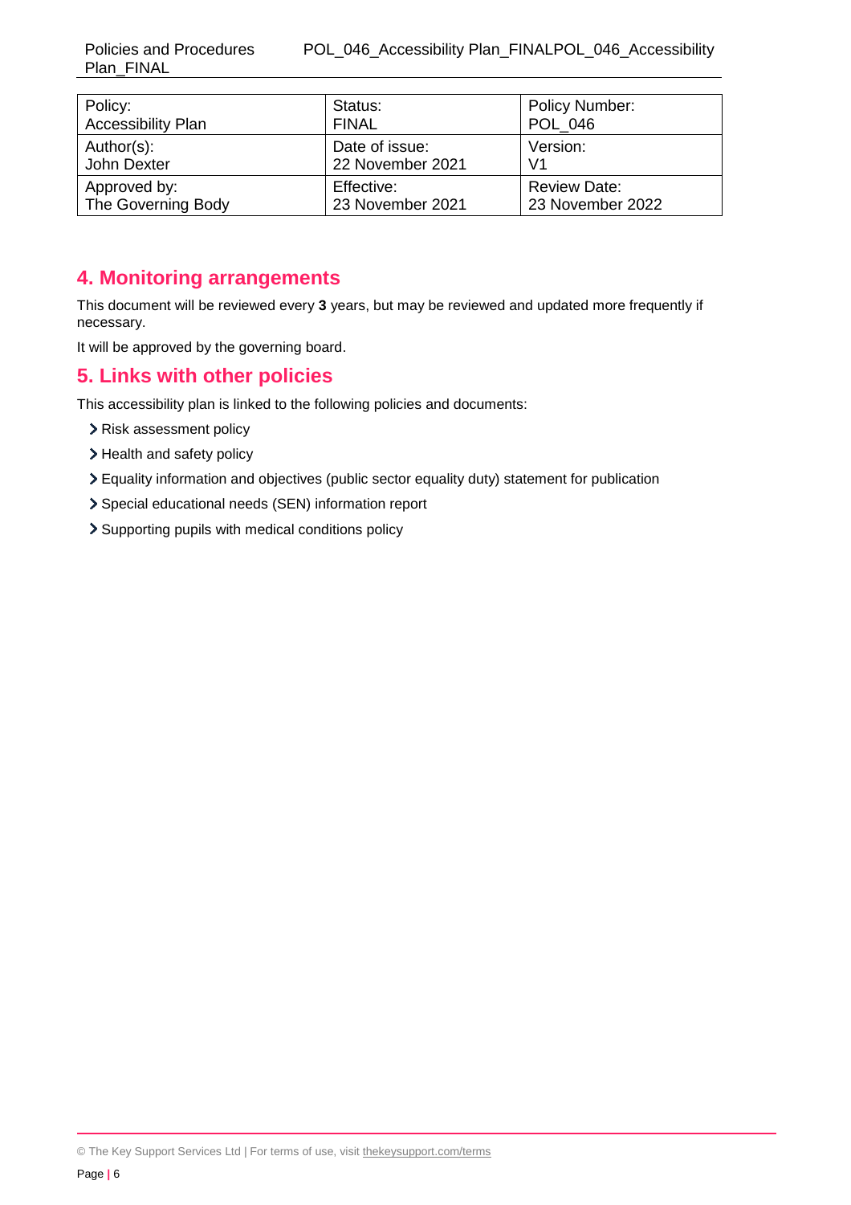| | | |
|---|---|---|
| Policy:<br>Accessibility Plan | Status:<br>FINAL | Policy Number:<br>POL_046 |
| Author(s):<br>John Dexter | Date of issue:<br>22 November 2021 | Version:<br>V1 |
| Approved by:<br>The Governing Body | Effective:<br>23 November 2021 | Review Date:<br>23 November 2022 |

## 4. Monitoring arrangements

This document will be reviewed every **3** years, but may be reviewed and updated more frequently if necessary.

It will be approved by the governing board.

## 5. Links with other policies

This accessibility plan is linked to the following policies and documents:

- Risk assessment policy
- Health and safety policy
- Equality information and objectives (public sector equality duty) statement for publication
- Special educational needs (SEN) information report
- Supporting pupils with medical conditions policy